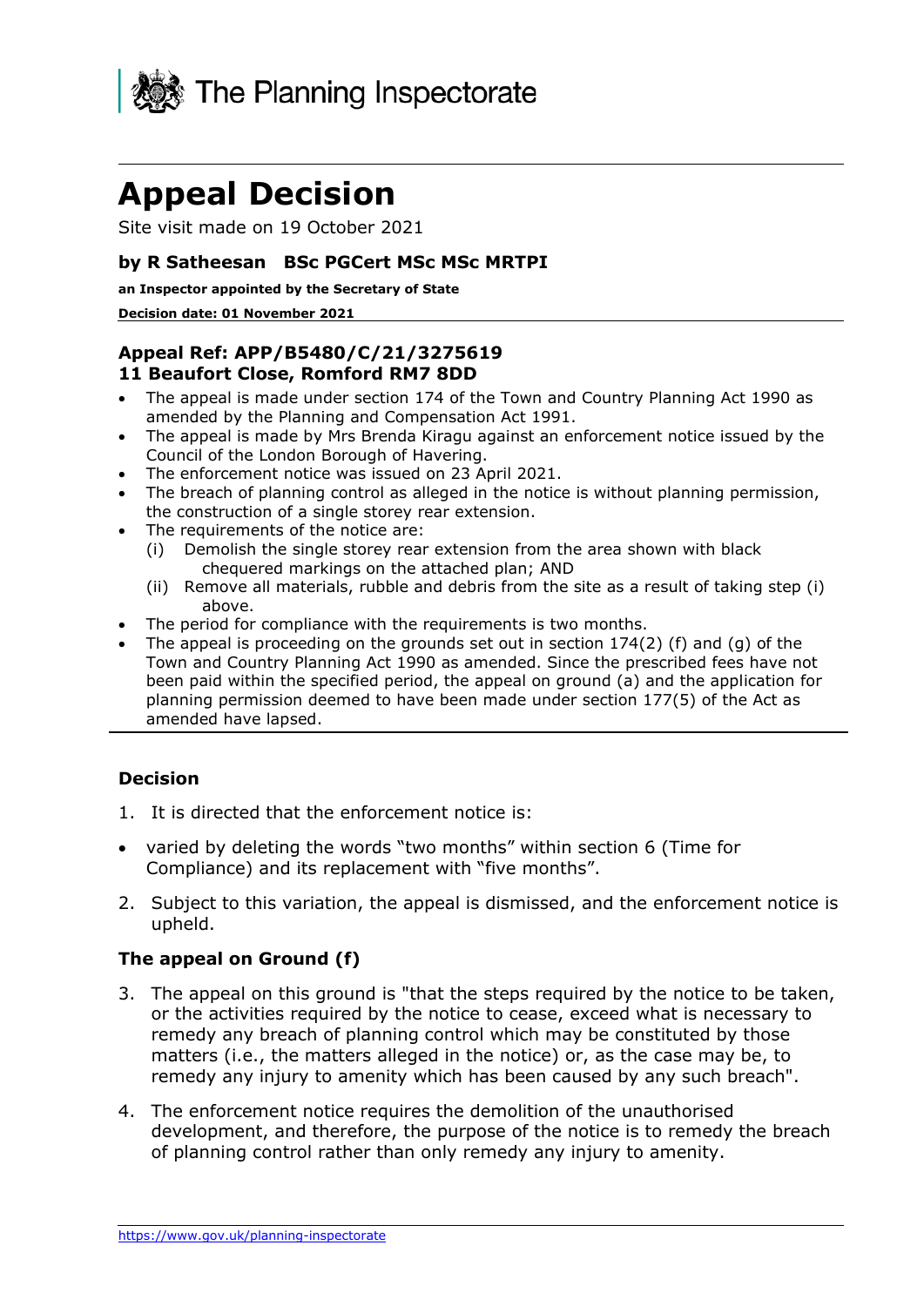The Planning Inspectorate

# Appeal Decision

Site visit made on 19 October 2021

**by R Satheesan BSc PGCert MSc MSc MRTPI**

**an Inspector appointed by the Secretary of State**

**Decision date: 01 November 2021**

**Appeal Ref: APP/B5480/C/21/3275619**
**11 Beaufort Close, Romford RM7 8DD**

- The appeal is made under section 174 of the Town and Country Planning Act 1990 as amended by the Planning and Compensation Act 1991.
- The appeal is made by Mrs Brenda Kiragu against an enforcement notice issued by the Council of the London Borough of Havering.
- The enforcement notice was issued on 23 April 2021.
- The breach of planning control as alleged in the notice is without planning permission, the construction of a single storey rear extension.
- The requirements of the notice are:
  - (i) Demolish the single storey rear extension from the area shown with black chequered markings on the attached plan; AND
  - (ii) Remove all materials, rubble and debris from the site as a result of taking step (i) above.
- The period for compliance with the requirements is two months.
- The appeal is proceeding on the grounds set out in section 174(2) (f) and (g) of the Town and Country Planning Act 1990 as amended. Since the prescribed fees have not been paid within the specified period, the appeal on ground (a) and the application for planning permission deemed to have been made under section 177(5) of the Act as amended have lapsed.

### Decision

1. It is directed that the enforcement notice is:

- varied by deleting the words "two months" within section 6 (Time for Compliance) and its replacement with "five months".

2. Subject to this variation, the appeal is dismissed, and the enforcement notice is upheld.

### The appeal on Ground (f)

3. The appeal on this ground is "that the steps required by the notice to be taken, or the activities required by the notice to cease, exceed what is necessary to remedy any breach of planning control which may be constituted by those matters (i.e., the matters alleged in the notice) or, as the case may be, to remedy any injury to amenity which has been caused by any such breach".

4. The enforcement notice requires the demolition of the unauthorised development, and therefore, the purpose of the notice is to remedy the breach of planning control rather than only remedy any injury to amenity.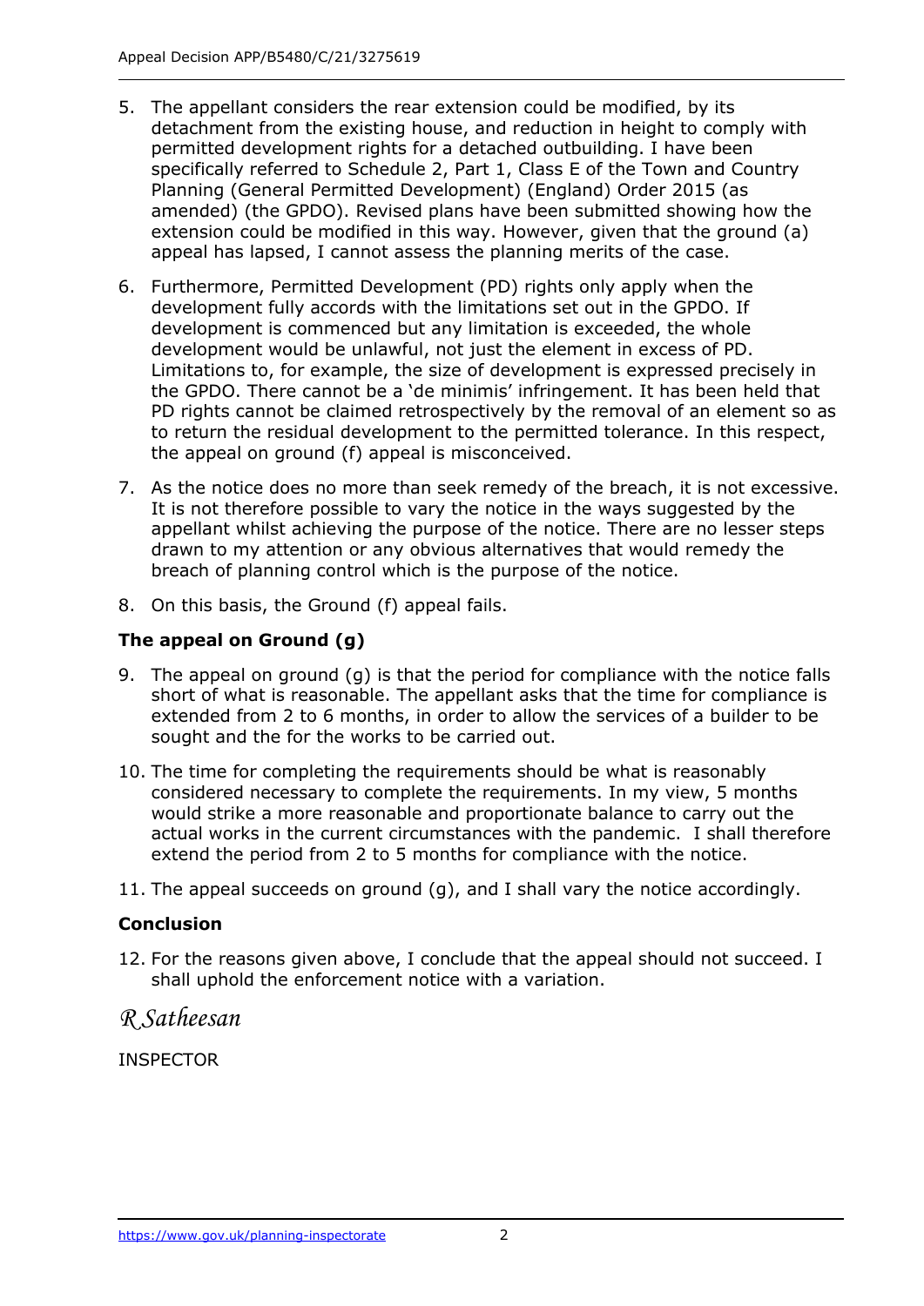5. The appellant considers the rear extension could be modified, by its detachment from the existing house, and reduction in height to comply with permitted development rights for a detached outbuilding. I have been specifically referred to Schedule 2, Part 1, Class E of the Town and Country Planning (General Permitted Development) (England) Order 2015 (as amended) (the GPDO). Revised plans have been submitted showing how the extension could be modified in this way. However, given that the ground (a) appeal has lapsed, I cannot assess the planning merits of the case.

6. Furthermore, Permitted Development (PD) rights only apply when the development fully accords with the limitations set out in the GPDO. If development is commenced but any limitation is exceeded, the whole development would be unlawful, not just the element in excess of PD. Limitations to, for example, the size of development is expressed precisely in the GPDO. There cannot be a 'de minimis' infringement. It has been held that PD rights cannot be claimed retrospectively by the removal of an element so as to return the residual development to the permitted tolerance. In this respect, the appeal on ground (f) appeal is misconceived.

7. As the notice does no more than seek remedy of the breach, it is not excessive. It is not therefore possible to vary the notice in the ways suggested by the appellant whilst achieving the purpose of the notice. There are no lesser steps drawn to my attention or any obvious alternatives that would remedy the breach of planning control which is the purpose of the notice.

8. On this basis, the Ground (f) appeal fails.

### The appeal on Ground (g)

9. The appeal on ground (g) is that the period for compliance with the notice falls short of what is reasonable. The appellant asks that the time for compliance is extended from 2 to 6 months, in order to allow the services of a builder to be sought and the for the works to be carried out.

10. The time for completing the requirements should be what is reasonably considered necessary to complete the requirements. In my view, 5 months would strike a more reasonable and proportionate balance to carry out the actual works in the current circumstances with the pandemic. I shall therefore extend the period from 2 to 5 months for compliance with the notice.

11. The appeal succeeds on ground (g), and I shall vary the notice accordingly.

### Conclusion

12. For the reasons given above, I conclude that the appeal should not succeed. I shall uphold the enforcement notice with a variation.

*R Satheesan*

INSPECTOR